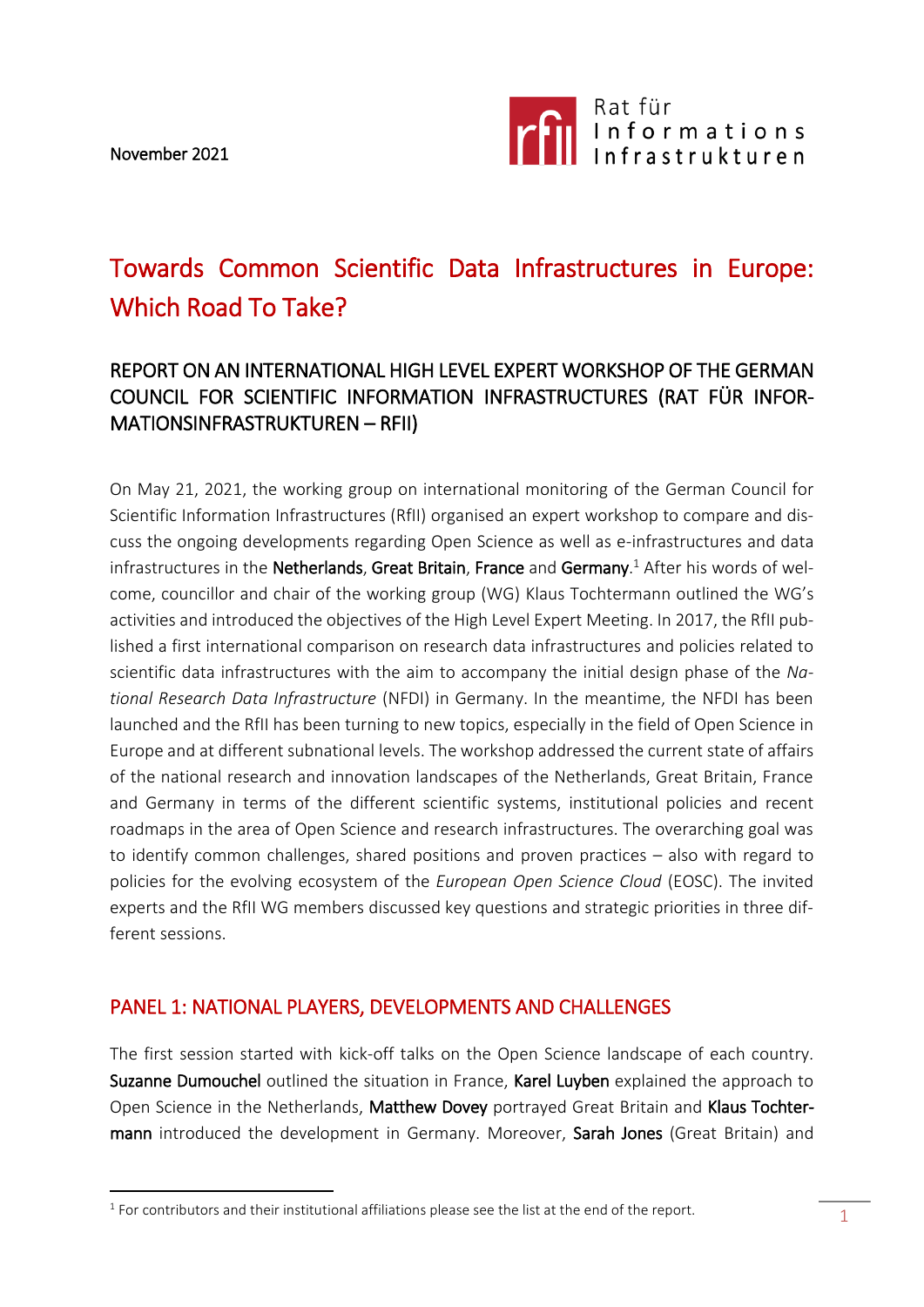November 2021

Rat für Informations Infrastrukturen

# Towards Common Scientific Data Infrastructures in Europe: Which Road To Take?

## REPORT ON AN INTERNATIONAL HIGH LEVEL EXPERT WORKSHOP OF THE GERMAN COUNCIL FOR SCIENTIFIC INFORMATION INFRASTRUCTURES (RAT FÜR INFORMATIONSINFRASTRUKTUREN – RFII)

On May 21, 2021, the working group on international monitoring of the German Council for Scientific Information Infrastructures (RfII) organised an expert workshop to compare and discuss the ongoing developments regarding Open Science as well as e-infrastructures and data infrastructures in the **Netherlands**, **Great Britain**, **France** and **Germany**.[1] After his words of welcome, councillor and chair of the working group (WG) Klaus Tochtermann outlined the WG's activities and introduced the objectives of the High Level Expert Meeting. In 2017, the RfII published a first international comparison on research data infrastructures and policies related to scientific data infrastructures with the aim to accompany the initial design phase of the *National Research Data Infrastructure* (NFDI) in Germany. In the meantime, the NFDI has been launched and the RfII has been turning to new topics, especially in the field of Open Science in Europe and at different subnational levels. The workshop addressed the current state of affairs of the national research and innovation landscapes of the Netherlands, Great Britain, France and Germany in terms of the different scientific systems, institutional policies and recent roadmaps in the area of Open Science and research infrastructures. The overarching goal was to identify common challenges, shared positions and proven practices – also with regard to policies for the evolving ecosystem of the *European Open Science Cloud* (EOSC). The invited experts and the RfII WG members discussed key questions and strategic priorities in three different sessions.

## PANEL 1: NATIONAL PLAYERS, DEVELOPMENTS AND CHALLENGES

The first session started with kick-off talks on the Open Science landscape of each country. **Suzanne Dumouchel** outlined the situation in France, **Karel Luyben** explained the approach to Open Science in the Netherlands, **Matthew Dovey** portrayed Great Britain and **Klaus Tochtermann** introduced the development in Germany. Moreover, **Sarah Jones** (Great Britain) and

[1] For contributors and their institutional affiliations please see the list at the end of the report.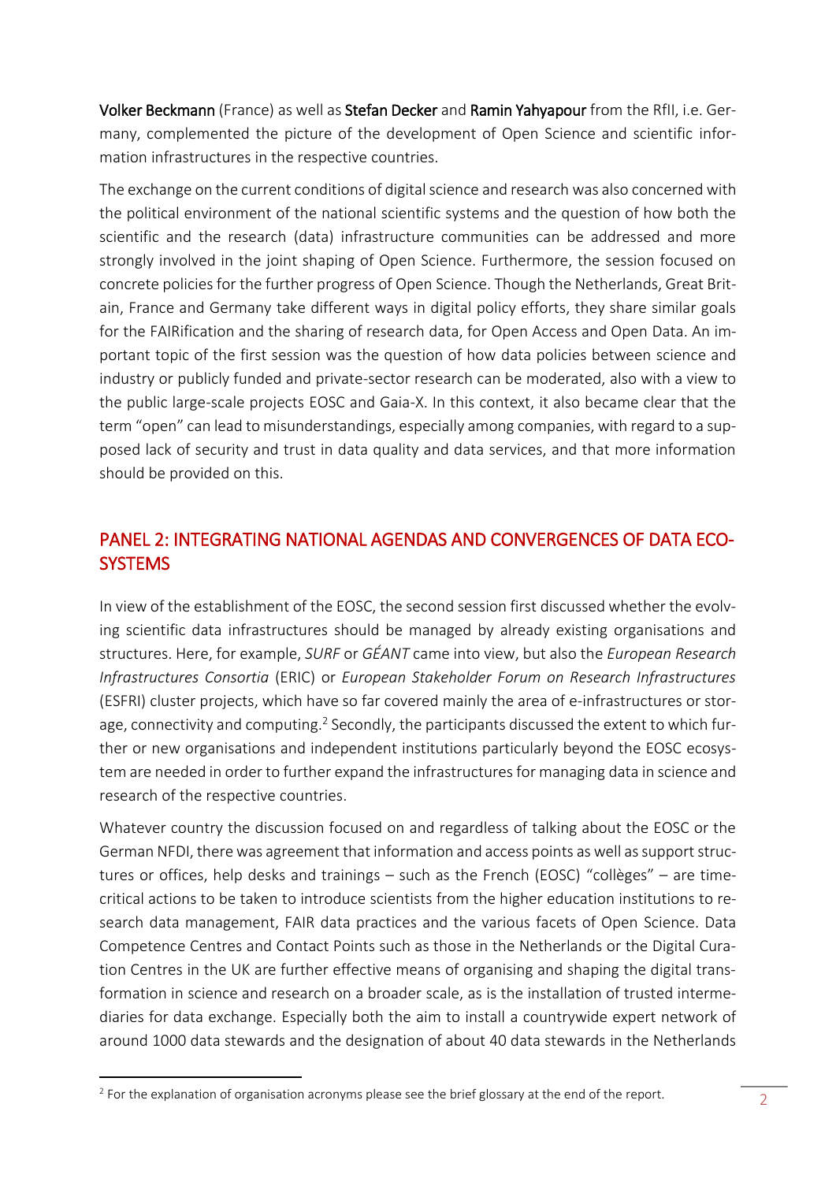**Volker Beckmann** (France) as well as **Stefan Decker** and **Ramin Yahyapour** from the RfII, i.e. Germany, complemented the picture of the development of Open Science and scientific information infrastructures in the respective countries.

The exchange on the current conditions of digital science and research was also concerned with the political environment of the national scientific systems and the question of how both the scientific and the research (data) infrastructure communities can be addressed and more strongly involved in the joint shaping of Open Science. Furthermore, the session focused on concrete policies for the further progress of Open Science. Though the Netherlands, Great Britain, France and Germany take different ways in digital policy efforts, they share similar goals for the FAIRification and the sharing of research data, for Open Access and Open Data. An important topic of the first session was the question of how data policies between science and industry or publicly funded and private-sector research can be moderated, also with a view to the public large-scale projects EOSC and Gaia-X. In this context, it also became clear that the term "open" can lead to misunderstandings, especially among companies, with regard to a supposed lack of security and trust in data quality and data services, and that more information should be provided on this.

## PANEL 2: INTEGRATING NATIONAL AGENDAS AND CONVERGENCES OF DATA ECOSYSTEMS

In view of the establishment of the EOSC, the second session first discussed whether the evolving scientific data infrastructures should be managed by already existing organisations and structures. Here, for example, *SURF* or *GÉANT* came into view, but also the *European Research Infrastructures Consortia* (ERIC) or *European Stakeholder Forum on Research Infrastructures* (ESFRI) cluster projects, which have so far covered mainly the area of e-infrastructures or storage, connectivity and computing.[2] Secondly, the participants discussed the extent to which further or new organisations and independent institutions particularly beyond the EOSC ecosystem are needed in order to further expand the infrastructures for managing data in science and research of the respective countries.

Whatever country the discussion focused on and regardless of talking about the EOSC or the German NFDI, there was agreement that information and access points as well as support structures or offices, help desks and trainings – such as the French (EOSC) "collèges" – are time-critical actions to be taken to introduce scientists from the higher education institutions to research data management, FAIR data practices and the various facets of Open Science. Data Competence Centres and Contact Points such as those in the Netherlands or the Digital Curation Centres in the UK are further effective means of organising and shaping the digital transformation in science and research on a broader scale, as is the installation of trusted intermediaries for data exchange. Especially both the aim to install a countrywide expert network of around 1000 data stewards and the designation of about 40 data stewards in the Netherlands

[2] For the explanation of organisation acronyms please see the brief glossary at the end of the report.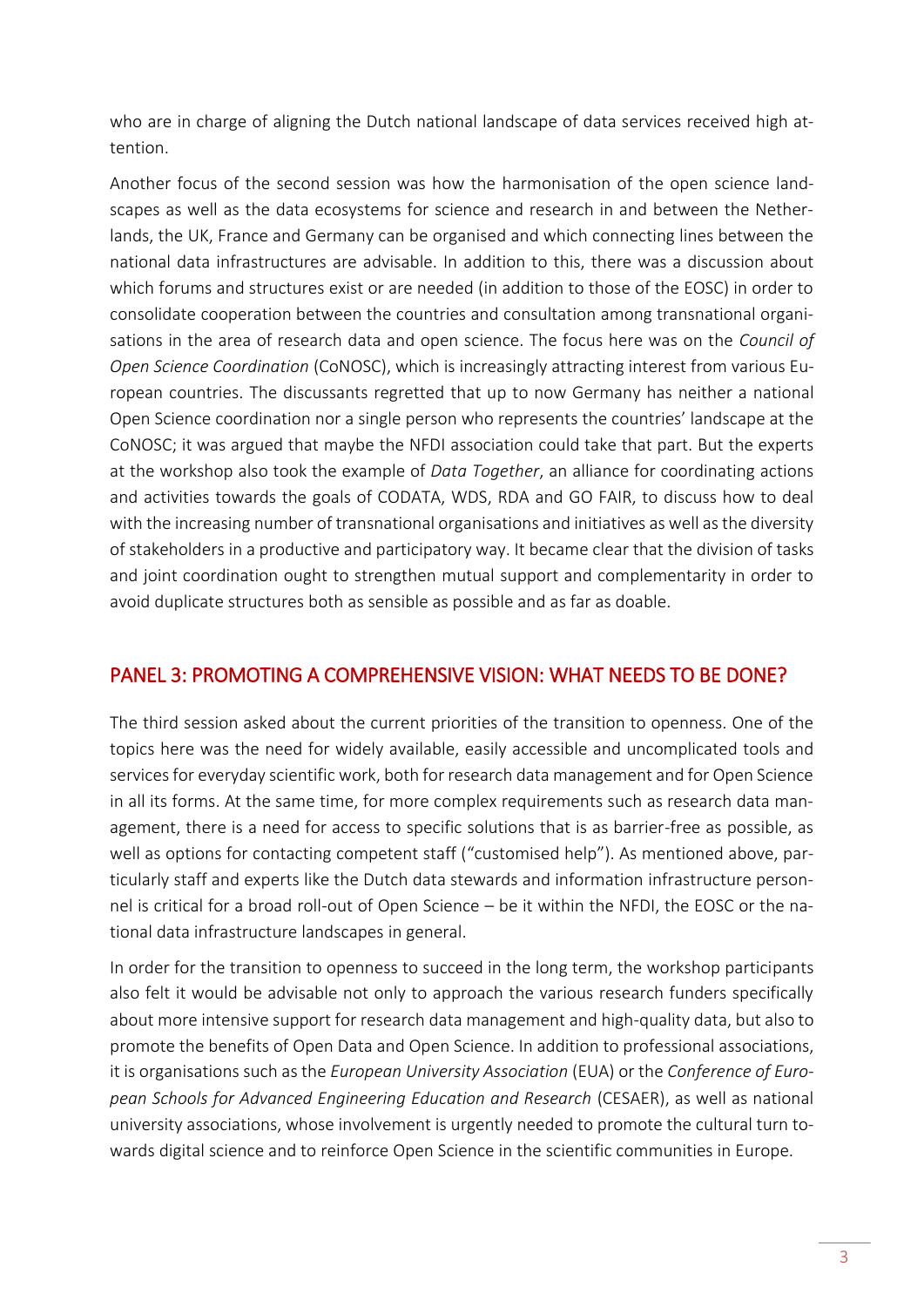who are in charge of aligning the Dutch national landscape of data services received high attention.

Another focus of the second session was how the harmonisation of the open science landscapes as well as the data ecosystems for science and research in and between the Netherlands, the UK, France and Germany can be organised and which connecting lines between the national data infrastructures are advisable. In addition to this, there was a discussion about which forums and structures exist or are needed (in addition to those of the EOSC) in order to consolidate cooperation between the countries and consultation among transnational organisations in the area of research data and open science. The focus here was on the *Council of Open Science Coordination* (CoNOSC), which is increasingly attracting interest from various European countries. The discussants regretted that up to now Germany has neither a national Open Science coordination nor a single person who represents the countries' landscape at the CoNOSC; it was argued that maybe the NFDI association could take that part. But the experts at the workshop also took the example of *Data Together*, an alliance for coordinating actions and activities towards the goals of CODATA, WDS, RDA and GO FAIR, to discuss how to deal with the increasing number of transnational organisations and initiatives as well as the diversity of stakeholders in a productive and participatory way. It became clear that the division of tasks and joint coordination ought to strengthen mutual support and complementarity in order to avoid duplicate structures both as sensible as possible and as far as doable.

## PANEL 3: PROMOTING A COMPREHENSIVE VISION: WHAT NEEDS TO BE DONE?

The third session asked about the current priorities of the transition to openness. One of the topics here was the need for widely available, easily accessible and uncomplicated tools and services for everyday scientific work, both for research data management and for Open Science in all its forms. At the same time, for more complex requirements such as research data management, there is a need for access to specific solutions that is as barrier-free as possible, as well as options for contacting competent staff ("customised help"). As mentioned above, particularly staff and experts like the Dutch data stewards and information infrastructure personnel is critical for a broad roll-out of Open Science – be it within the NFDI, the EOSC or the national data infrastructure landscapes in general.

In order for the transition to openness to succeed in the long term, the workshop participants also felt it would be advisable not only to approach the various research funders specifically about more intensive support for research data management and high-quality data, but also to promote the benefits of Open Data and Open Science. In addition to professional associations, it is organisations such as the *European University Association* (EUA) or the *Conference of European Schools for Advanced Engineering Education and Research* (CESAER), as well as national university associations, whose involvement is urgently needed to promote the cultural turn towards digital science and to reinforce Open Science in the scientific communities in Europe.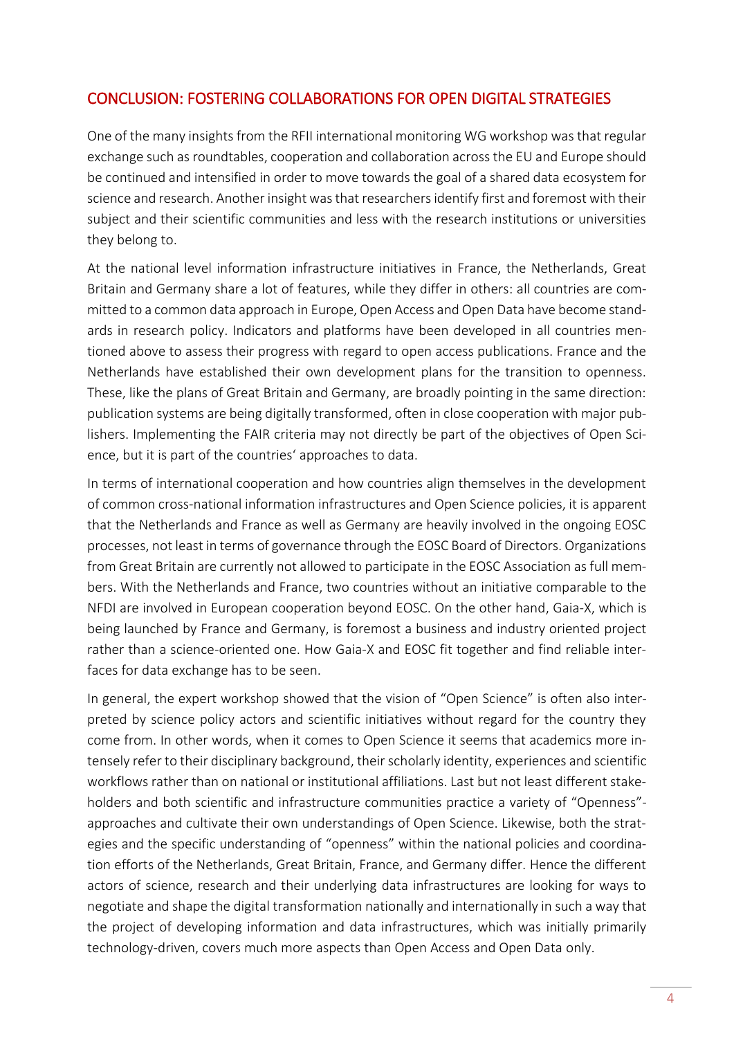## CONCLUSION: FOSTERING COLLABORATIONS FOR OPEN DIGITAL STRATEGIES

One of the many insights from the RFII international monitoring WG workshop was that regular exchange such as roundtables, cooperation and collaboration across the EU and Europe should be continued and intensified in order to move towards the goal of a shared data ecosystem for science and research. Another insight was that researchers identify first and foremost with their subject and their scientific communities and less with the research institutions or universities they belong to.

At the national level information infrastructure initiatives in France, the Netherlands, Great Britain and Germany share a lot of features, while they differ in others: all countries are committed to a common data approach in Europe, Open Access and Open Data have become standards in research policy. Indicators and platforms have been developed in all countries mentioned above to assess their progress with regard to open access publications. France and the Netherlands have established their own development plans for the transition to openness. These, like the plans of Great Britain and Germany, are broadly pointing in the same direction: publication systems are being digitally transformed, often in close cooperation with major publishers. Implementing the FAIR criteria may not directly be part of the objectives of Open Science, but it is part of the countries' approaches to data.

In terms of international cooperation and how countries align themselves in the development of common cross-national information infrastructures and Open Science policies, it is apparent that the Netherlands and France as well as Germany are heavily involved in the ongoing EOSC processes, not least in terms of governance through the EOSC Board of Directors. Organizations from Great Britain are currently not allowed to participate in the EOSC Association as full members. With the Netherlands and France, two countries without an initiative comparable to the NFDI are involved in European cooperation beyond EOSC. On the other hand, Gaia-X, which is being launched by France and Germany, is foremost a business and industry oriented project rather than a science-oriented one. How Gaia-X and EOSC fit together and find reliable interfaces for data exchange has to be seen.

In general, the expert workshop showed that the vision of "Open Science" is often also interpreted by science policy actors and scientific initiatives without regard for the country they come from. In other words, when it comes to Open Science it seems that academics more intensely refer to their disciplinary background, their scholarly identity, experiences and scientific workflows rather than on national or institutional affiliations. Last but not least different stakeholders and both scientific and infrastructure communities practice a variety of "Openness"-approaches and cultivate their own understandings of Open Science. Likewise, both the strategies and the specific understanding of "openness" within the national policies and coordination efforts of the Netherlands, Great Britain, France, and Germany differ. Hence the different actors of science, research and their underlying data infrastructures are looking for ways to negotiate and shape the digital transformation nationally and internationally in such a way that the project of developing information and data infrastructures, which was initially primarily technology-driven, covers much more aspects than Open Access and Open Data only.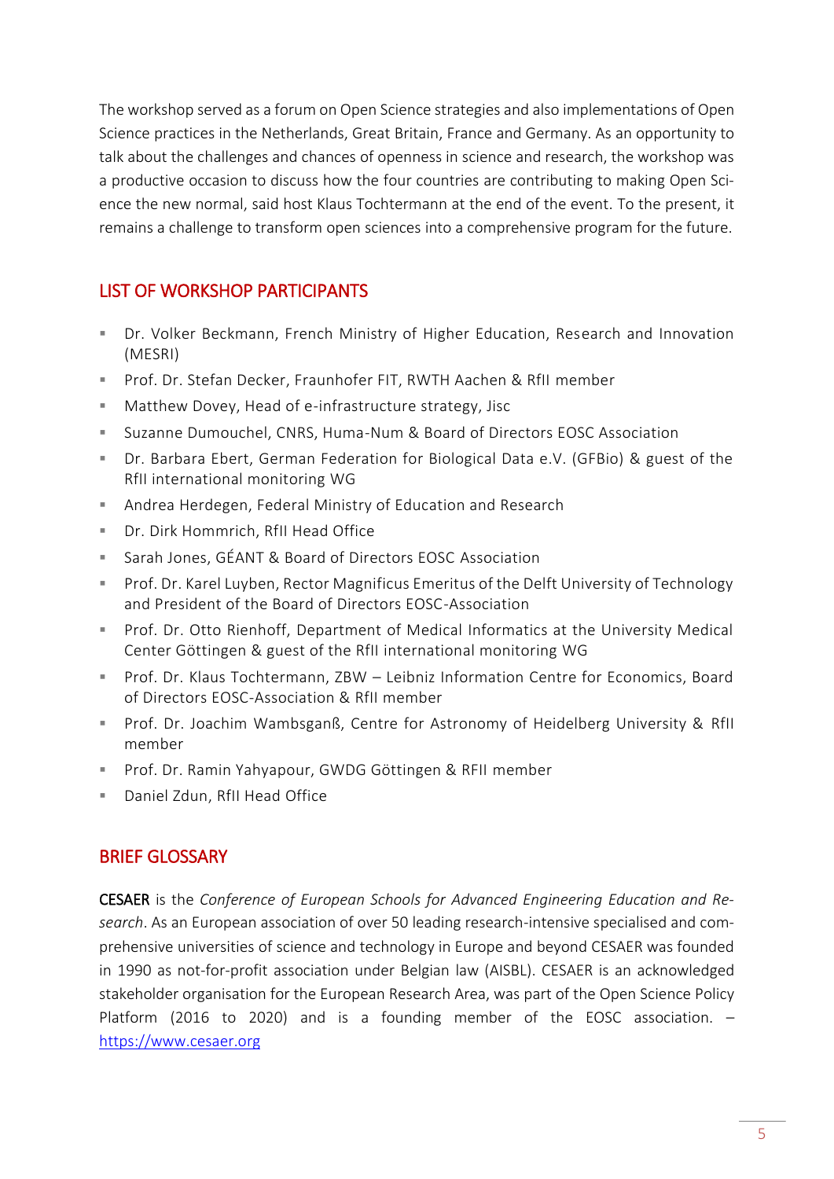The workshop served as a forum on Open Science strategies and also implementations of Open Science practices in the Netherlands, Great Britain, France and Germany. As an opportunity to talk about the challenges and chances of openness in science and research, the workshop was a productive occasion to discuss how the four countries are contributing to making Open Science the new normal, said host Klaus Tochtermann at the end of the event. To the present, it remains a challenge to transform open sciences into a comprehensive program for the future.

## LIST OF WORKSHOP PARTICIPANTS

- Dr. Volker Beckmann, French Ministry of Higher Education, Research and Innovation (MESRI)
- Prof. Dr. Stefan Decker, Fraunhofer FIT, RWTH Aachen & RfII member
- Matthew Dovey, Head of e-infrastructure strategy, Jisc
- Suzanne Dumouchel, CNRS, Huma-Num & Board of Directors EOSC Association
- Dr. Barbara Ebert, German Federation for Biological Data e.V. (GFBio) & guest of the RfII international monitoring WG
- Andrea Herdegen, Federal Ministry of Education and Research
- Dr. Dirk Hommrich, RfII Head Office
- Sarah Jones, GÉANT & Board of Directors EOSC Association
- Prof. Dr. Karel Luyben, Rector Magnificus Emeritus of the Delft University of Technology and President of the Board of Directors EOSC-Association
- Prof. Dr. Otto Rienhoff, Department of Medical Informatics at the University Medical Center Göttingen & guest of the RfII international monitoring WG
- Prof. Dr. Klaus Tochtermann, ZBW – Leibniz Information Centre for Economics, Board of Directors EOSC-Association & RfII member
- Prof. Dr. Joachim Wambsganß, Centre for Astronomy of Heidelberg University & RfII member
- Prof. Dr. Ramin Yahyapour, GWDG Göttingen & RFII member
- Daniel Zdun, RfII Head Office

## BRIEF GLOSSARY

**CESAER** is the *Conference of European Schools for Advanced Engineering Education and Research*. As an European association of over 50 leading research-intensive specialised and comprehensive universities of science and technology in Europe and beyond CESAER was founded in 1990 as not-for-profit association under Belgian law (AISBL). CESAER is an acknowledged stakeholder organisation for the European Research Area, was part of the Open Science Policy Platform (2016 to 2020) and is a founding member of the EOSC association. – https://www.cesaer.org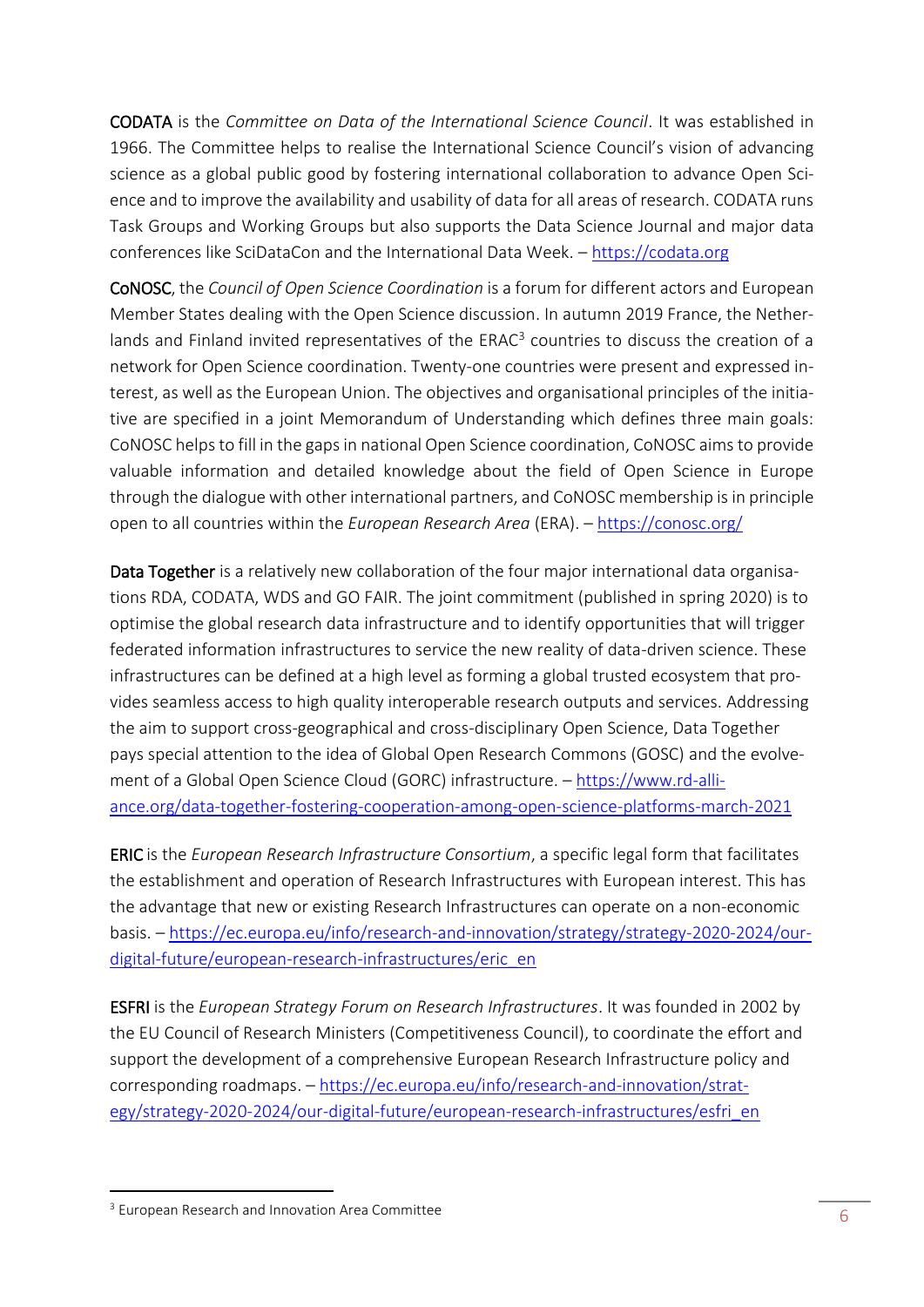**CODATA** is the *Committee on Data of the International Science Council*. It was established in 1966. The Committee helps to realise the International Science Council's vision of advancing science as a global public good by fostering international collaboration to advance Open Science and to improve the availability and usability of data for all areas of research. CODATA runs Task Groups and Working Groups but also supports the Data Science Journal and major data conferences like SciDataCon and the International Data Week. – https://codata.org

**CoNOSC**, the *Council of Open Science Coordination* is a forum for different actors and European Member States dealing with the Open Science discussion. In autumn 2019 France, the Netherlands and Finland invited representatives of the ERAC[3] countries to discuss the creation of a network for Open Science coordination. Twenty-one countries were present and expressed interest, as well as the European Union. The objectives and organisational principles of the initiative are specified in a joint Memorandum of Understanding which defines three main goals: CoNOSC helps to fill in the gaps in national Open Science coordination, CoNOSC aims to provide valuable information and detailed knowledge about the field of Open Science in Europe through the dialogue with other international partners, and CoNOSC membership is in principle open to all countries within the *European Research Area* (ERA). – https://conosc.org/

**Data Together** is a relatively new collaboration of the four major international data organisations RDA, CODATA, WDS and GO FAIR. The joint commitment (published in spring 2020) is to optimise the global research data infrastructure and to identify opportunities that will trigger federated information infrastructures to service the new reality of data-driven science. These infrastructures can be defined at a high level as forming a global trusted ecosystem that provides seamless access to high quality interoperable research outputs and services. Addressing the aim to support cross-geographical and cross-disciplinary Open Science, Data Together pays special attention to the idea of Global Open Research Commons (GOSC) and the evolvement of a Global Open Science Cloud (GORC) infrastructure. – https://www.rd-alliance.org/data-together-fostering-cooperation-among-open-science-platforms-march-2021

**ERIC** is the *European Research Infrastructure Consortium*, a specific legal form that facilitates the establishment and operation of Research Infrastructures with European interest. This has the advantage that new or existing Research Infrastructures can operate on a non-economic basis. – https://ec.europa.eu/info/research-and-innovation/strategy/strategy-2020-2024/our-digital-future/european-research-infrastructures/eric_en

**ESFRI** is the *European Strategy Forum on Research Infrastructures*. It was founded in 2002 by the EU Council of Research Ministers (Competitiveness Council), to coordinate the effort and support the development of a comprehensive European Research Infrastructure policy and corresponding roadmaps. – https://ec.europa.eu/info/research-and-innovation/strategy/strategy-2020-2024/our-digital-future/european-research-infrastructures/esfri_en

[3] European Research and Innovation Area Committee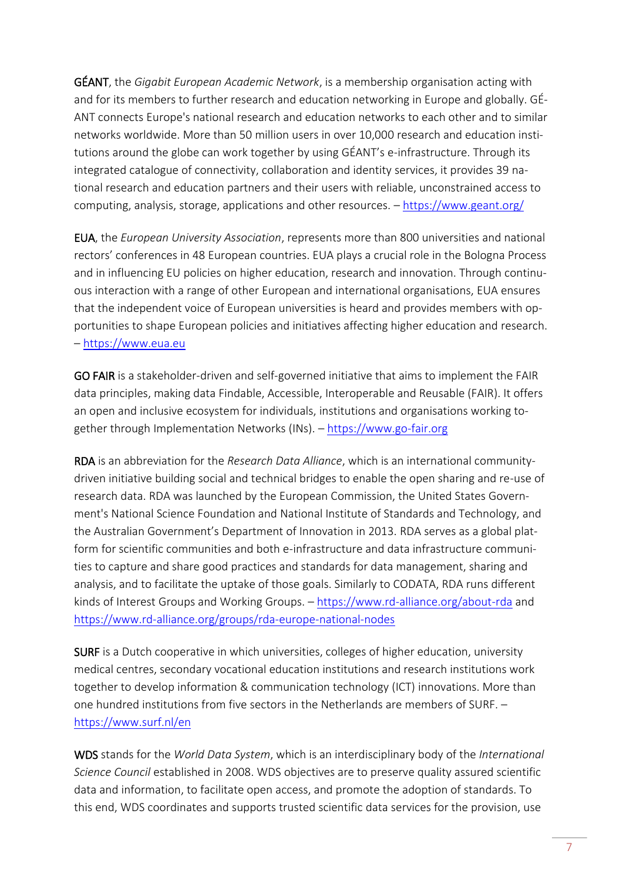**GÉANT**, the *Gigabit European Academic Network*, is a membership organisation acting with and for its members to further research and education networking in Europe and globally. GÉANT connects Europe's national research and education networks to each other and to similar networks worldwide. More than 50 million users in over 10,000 research and education institutions around the globe can work together by using GÉANT's e-infrastructure. Through its integrated catalogue of connectivity, collaboration and identity services, it provides 39 national research and education partners and their users with reliable, unconstrained access to computing, analysis, storage, applications and other resources. – https://www.geant.org/

**EUA**, the *European University Association*, represents more than 800 universities and national rectors' conferences in 48 European countries. EUA plays a crucial role in the Bologna Process and in influencing EU policies on higher education, research and innovation. Through continuous interaction with a range of other European and international organisations, EUA ensures that the independent voice of European universities is heard and provides members with opportunities to shape European policies and initiatives affecting higher education and research. – https://www.eua.eu

**GO FAIR** is a stakeholder-driven and self-governed initiative that aims to implement the FAIR data principles, making data Findable, Accessible, Interoperable and Reusable (FAIR). It offers an open and inclusive ecosystem for individuals, institutions and organisations working together through Implementation Networks (INs). – https://www.go-fair.org

**RDA** is an abbreviation for the *Research Data Alliance*, which is an international community-driven initiative building social and technical bridges to enable the open sharing and re-use of research data. RDA was launched by the European Commission, the United States Government's National Science Foundation and National Institute of Standards and Technology, and the Australian Government's Department of Innovation in 2013. RDA serves as a global platform for scientific communities and both e-infrastructure and data infrastructure communities to capture and share good practices and standards for data management, sharing and analysis, and to facilitate the uptake of those goals. Similarly to CODATA, RDA runs different kinds of Interest Groups and Working Groups. – https://www.rd-alliance.org/about-rda and https://www.rd-alliance.org/groups/rda-europe-national-nodes

**SURF** is a Dutch cooperative in which universities, colleges of higher education, university medical centres, secondary vocational education institutions and research institutions work together to develop information & communication technology (ICT) innovations. More than one hundred institutions from five sectors in the Netherlands are members of SURF. – https://www.surf.nl/en

**WDS** stands for the *World Data System*, which is an interdisciplinary body of the *International Science Council* established in 2008. WDS objectives are to preserve quality assured scientific data and information, to facilitate open access, and promote the adoption of standards. To this end, WDS coordinates and supports trusted scientific data services for the provision, use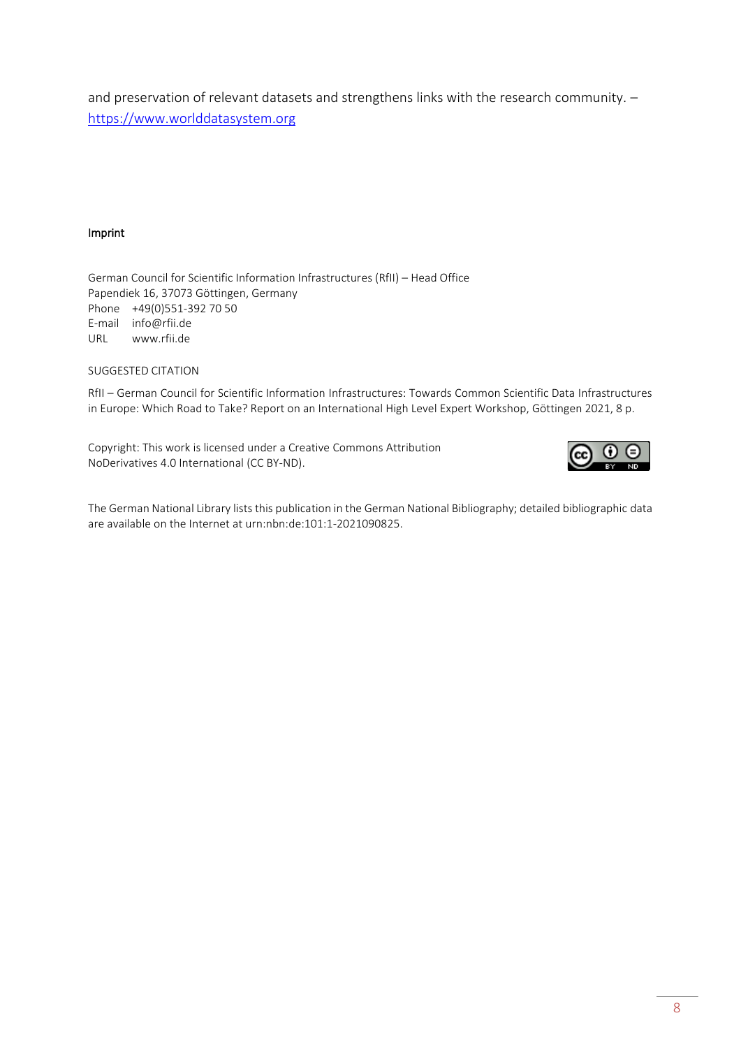and preservation of relevant datasets and strengthens links with the research community. – [https://www.worlddatasystem.org](https://www.worlddatasystem.org)

**Imprint**

German Council for Scientific Information Infrastructures (RfII) – Head Office
Papendiek 16, 37073 Göttingen, Germany
Phone +49(0)551-392 70 50
E-mail info@rfii.de
URL www.rfii.de

SUGGESTED CITATION

RfII – German Council for Scientific Information Infrastructures: Towards Common Scientific Data Infrastructures in Europe: Which Road to Take? Report on an International High Level Expert Workshop, Göttingen 2021, 8 p.

Copyright: This work is licensed under a Creative Commons Attribution NoDerivatives 4.0 International (CC BY-ND).

The German National Library lists this publication in the German National Bibliography; detailed bibliographic data are available on the Internet at urn:nbn:de:101:1-2021090825.